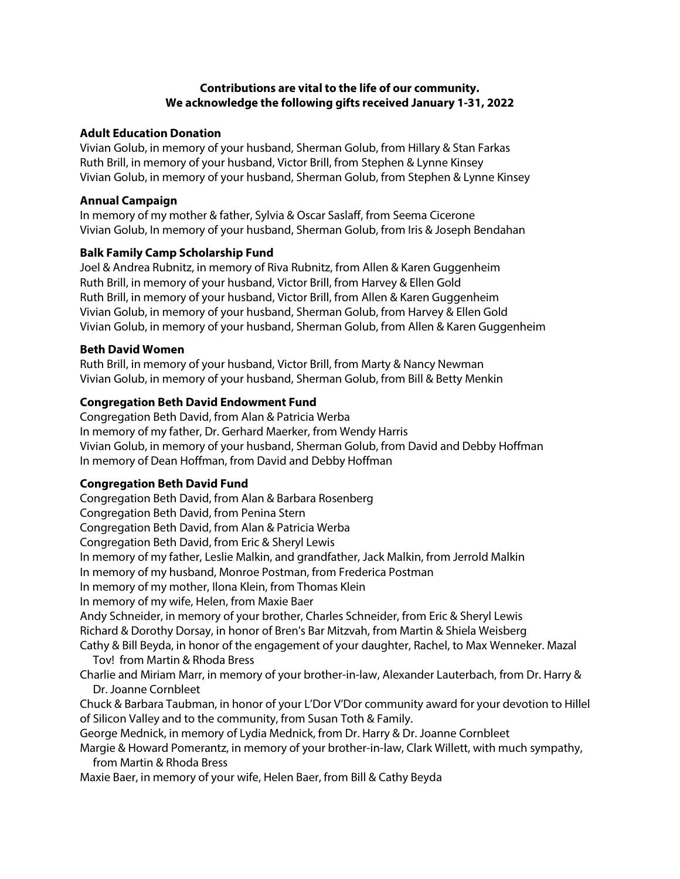**Contributions are vital to the life of our community.**
**We acknowledge the following gifts received January 1-31, 2022**

### Adult Education Donation

Vivian Golub, in memory of your husband, Sherman Golub, from Hillary & Stan Farkas
Ruth Brill, in memory of your husband, Victor Brill, from Stephen & Lynne Kinsey
Vivian Golub, in memory of your husband, Sherman Golub, from Stephen & Lynne Kinsey

### Annual Campaign

In memory of my mother & father, Sylvia & Oscar Saslaff, from Seema Cicerone
Vivian Golub, In memory of your husband, Sherman Golub, from Iris & Joseph Bendahan

### Balk Family Camp Scholarship Fund

Joel & Andrea Rubnitz, in memory of Riva Rubnitz, from Allen & Karen Guggenheim
Ruth Brill, in memory of your husband, Victor Brill, from Harvey & Ellen Gold
Ruth Brill, in memory of your husband, Victor Brill, from Allen & Karen Guggenheim
Vivian Golub, in memory of your husband, Sherman Golub, from Harvey & Ellen Gold
Vivian Golub, in memory of your husband, Sherman Golub, from Allen & Karen Guggenheim

### Beth David Women

Ruth Brill, in memory of your husband, Victor Brill, from Marty & Nancy Newman
Vivian Golub, in memory of your husband, Sherman Golub, from Bill & Betty Menkin

### Congregation Beth David Endowment Fund

Congregation Beth David, from Alan & Patricia Werba
In memory of my father, Dr. Gerhard Maerker, from Wendy Harris
Vivian Golub, in memory of your husband, Sherman Golub, from David and Debby Hoffman
In memory of Dean Hoffman, from David and Debby Hoffman

### Congregation Beth David Fund

Congregation Beth David, from Alan & Barbara Rosenberg
Congregation Beth David, from Penina Stern
Congregation Beth David, from Alan & Patricia Werba
Congregation Beth David, from Eric & Sheryl Lewis
In memory of my father, Leslie Malkin, and grandfather, Jack Malkin, from Jerrold Malkin
In memory of my husband, Monroe Postman, from Frederica Postman
In memory of my mother, Ilona Klein, from Thomas Klein
In memory of my wife, Helen, from Maxie Baer
Andy Schneider, in memory of your brother, Charles Schneider, from Eric & Sheryl Lewis
Richard & Dorothy Dorsay, in honor of Bren's Bar Mitzvah, from Martin & Shiela Weisberg
Cathy & Bill Beyda, in honor of the engagement of your daughter, Rachel, to Max Wenneker. Mazal Tov! from Martin & Rhoda Bress
Charlie and Miriam Marr, in memory of your brother-in-law, Alexander Lauterbach, from Dr. Harry & Dr. Joanne Cornbleet
Chuck & Barbara Taubman, in honor of your L'Dor V'Dor community award for your devotion to Hillel of Silicon Valley and to the community, from Susan Toth & Family.
George Mednick, in memory of Lydia Mednick, from Dr. Harry & Dr. Joanne Cornbleet
Margie & Howard Pomerantz, in memory of your brother-in-law, Clark Willett, with much sympathy, from Martin & Rhoda Bress
Maxie Baer, in memory of your wife, Helen Baer, from Bill & Cathy Beyda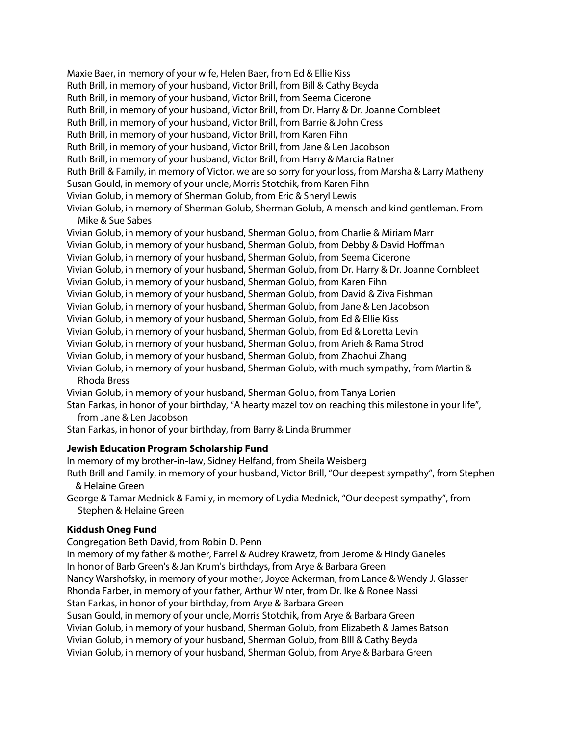Maxie Baer, in memory of your wife, Helen Baer, from Ed & Ellie Kiss
Ruth Brill, in memory of your husband, Victor Brill, from Bill & Cathy Beyda
Ruth Brill, in memory of your husband, Victor Brill, from Seema Cicerone
Ruth Brill, in memory of your husband, Victor Brill, from Dr. Harry & Dr. Joanne Cornbleet
Ruth Brill, in memory of your husband, Victor Brill, from Barrie & John Cress
Ruth Brill, in memory of your husband, Victor Brill, from Karen Fihn
Ruth Brill, in memory of your husband, Victor Brill, from Jane & Len Jacobson
Ruth Brill, in memory of your husband, Victor Brill, from Harry & Marcia Ratner
Ruth Brill & Family, in memory of Victor, we are so sorry for your loss, from Marsha & Larry Matheny
Susan Gould, in memory of your uncle, Morris Stotchik, from Karen Fihn
Vivian Golub, in memory of Sherman Golub, from Eric & Sheryl Lewis
Vivian Golub, in memory of Sherman Golub, Sherman Golub, A mensch and kind gentleman. From Mike & Sue Sabes
Vivian Golub, in memory of your husband, Sherman Golub, from Charlie & Miriam Marr
Vivian Golub, in memory of your husband, Sherman Golub, from Debby & David Hoffman
Vivian Golub, in memory of your husband, Sherman Golub, from Seema Cicerone
Vivian Golub, in memory of your husband, Sherman Golub, from Dr. Harry & Dr. Joanne Cornbleet
Vivian Golub, in memory of your husband, Sherman Golub, from Karen Fihn
Vivian Golub, in memory of your husband, Sherman Golub, from David & Ziva Fishman
Vivian Golub, in memory of your husband, Sherman Golub, from Jane & Len Jacobson
Vivian Golub, in memory of your husband, Sherman Golub, from Ed & Ellie Kiss
Vivian Golub, in memory of your husband, Sherman Golub, from Ed & Loretta Levin
Vivian Golub, in memory of your husband, Sherman Golub, from Arieh & Rama Strod
Vivian Golub, in memory of your husband, Sherman Golub, from Zhaohui Zhang
Vivian Golub, in memory of your husband, Sherman Golub, with much sympathy, from Martin & Rhoda Bress
Vivian Golub, in memory of your husband, Sherman Golub, from Tanya Lorien
Stan Farkas, in honor of your birthday, "A hearty mazel tov on reaching this milestone in your life", from Jane & Len Jacobson
Stan Farkas, in honor of your birthday, from Barry & Linda Brummer

**Jewish Education Program Scholarship Fund**

In memory of my brother-in-law, Sidney Helfand, from Sheila Weisberg
Ruth Brill and Family, in memory of your husband, Victor Brill, "Our deepest sympathy", from Stephen & Helaine Green
George & Tamar Mednick & Family, in memory of Lydia Mednick, "Our deepest sympathy", from Stephen & Helaine Green

**Kiddush Oneg Fund**

Congregation Beth David, from Robin D. Penn
In memory of my father & mother, Farrel & Audrey Krawetz, from Jerome & Hindy Ganeles
In honor of Barb Green's & Jan Krum's birthdays, from Arye & Barbara Green
Nancy Warshofsky, in memory of your mother, Joyce Ackerman, from Lance & Wendy J. Glasser
Rhonda Farber, in memory of your father, Arthur Winter, from Dr. Ike & Ronee Nassi
Stan Farkas, in honor of your birthday, from Arye & Barbara Green
Susan Gould, in memory of your uncle, Morris Stotchik, from Arye & Barbara Green
Vivian Golub, in memory of your husband, Sherman Golub, from Elizabeth & James Batson
Vivian Golub, in memory of your husband, Sherman Golub, from BIll & Cathy Beyda
Vivian Golub, in memory of your husband, Sherman Golub, from Arye & Barbara Green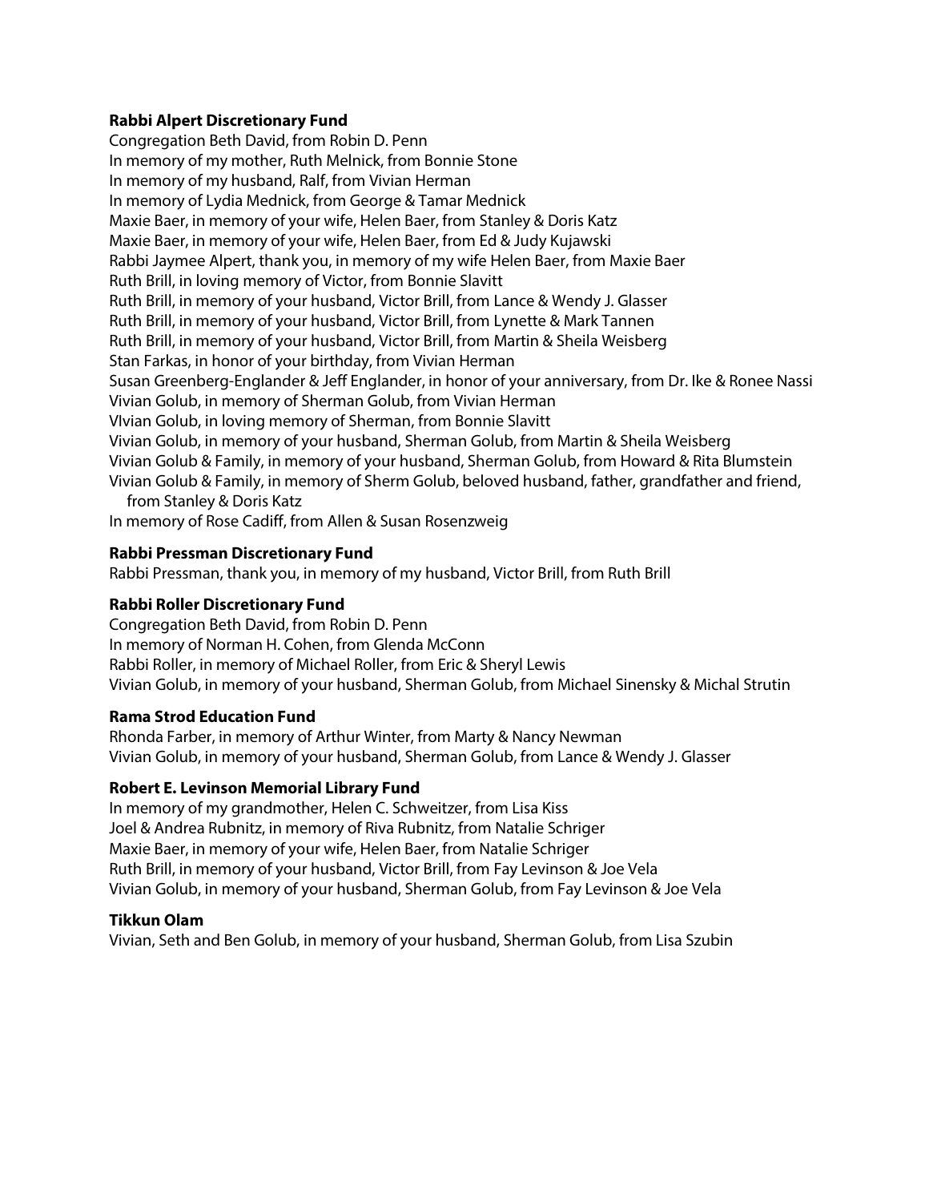**Rabbi Alpert Discretionary Fund**

Congregation Beth David, from Robin D. Penn
In memory of my mother, Ruth Melnick, from Bonnie Stone
In memory of my husband, Ralf, from Vivian Herman
In memory of Lydia Mednick, from George & Tamar Mednick
Maxie Baer, in memory of your wife, Helen Baer, from Stanley & Doris Katz
Maxie Baer, in memory of your wife, Helen Baer, from Ed & Judy Kujawski
Rabbi Jaymee Alpert, thank you, in memory of my wife Helen Baer, from Maxie Baer
Ruth Brill, in loving memory of Victor, from Bonnie Slavitt
Ruth Brill, in memory of your husband, Victor Brill, from Lance & Wendy J. Glasser
Ruth Brill, in memory of your husband, Victor Brill, from Lynette & Mark Tannen
Ruth Brill, in memory of your husband, Victor Brill, from Martin & Sheila Weisberg
Stan Farkas, in honor of your birthday, from Vivian Herman
Susan Greenberg-Englander & Jeff Englander, in honor of your anniversary, from Dr. Ike & Ronee Nassi
Vivian Golub, in memory of Sherman Golub, from Vivian Herman
VIvian Golub, in loving memory of Sherman, from Bonnie Slavitt
Vivian Golub, in memory of your husband, Sherman Golub, from Martin & Sheila Weisberg
Vivian Golub & Family, in memory of your husband, Sherman Golub, from Howard & Rita Blumstein
Vivian Golub & Family, in memory of Sherm Golub, beloved husband, father, grandfather and friend, from Stanley & Doris Katz
In memory of Rose Cadiff, from Allen & Susan Rosenzweig

**Rabbi Pressman Discretionary Fund**

Rabbi Pressman, thank you, in memory of my husband, Victor Brill, from Ruth Brill

**Rabbi Roller Discretionary Fund**

Congregation Beth David, from Robin D. Penn
In memory of Norman H. Cohen, from Glenda McConn
Rabbi Roller, in memory of Michael Roller, from Eric & Sheryl Lewis
Vivian Golub, in memory of your husband, Sherman Golub, from Michael Sinensky & Michal Strutin

**Rama Strod Education Fund**

Rhonda Farber, in memory of Arthur Winter, from Marty & Nancy Newman
Vivian Golub, in memory of your husband, Sherman Golub, from Lance & Wendy J. Glasser

**Robert E. Levinson Memorial Library Fund**

In memory of my grandmother, Helen C. Schweitzer, from Lisa Kiss
Joel & Andrea Rubnitz, in memory of Riva Rubnitz, from Natalie Schriger
Maxie Baer, in memory of your wife, Helen Baer, from Natalie Schriger
Ruth Brill, in memory of your husband, Victor Brill, from Fay Levinson & Joe Vela
Vivian Golub, in memory of your husband, Sherman Golub, from Fay Levinson & Joe Vela

**Tikkun Olam**

Vivian, Seth and Ben Golub, in memory of your husband, Sherman Golub, from Lisa Szubin